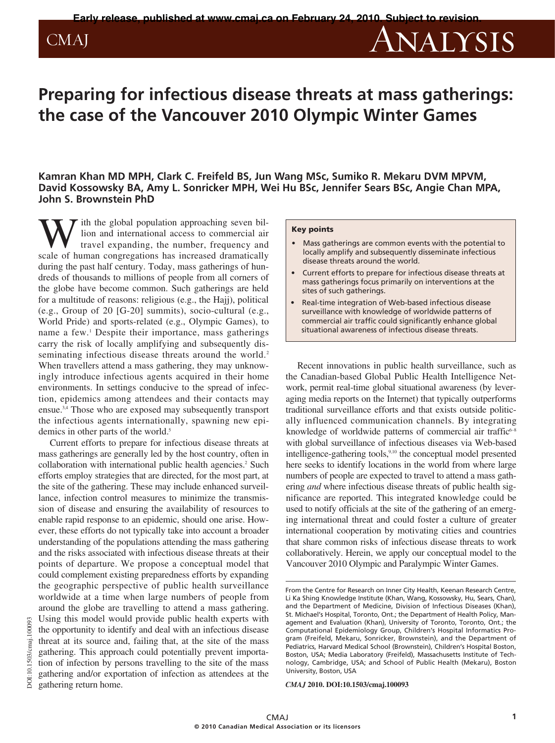# Preparing for infectious disease threats at mass gatherings: the case of the Vancouver 2010 Olympic Winter Games

**Kamran Khan MD MPH, Clark C. Freifeld BS, Jun Wang MSc, Sumiko R. Mekaru DVM MPVM, David Kossowsky BA, Amy L. Sonricker MPH, Wei Hu BSc, Jennifer Sears BSc, Angie Chan MPA, John S. Brownstein PhD**

With the global population approaching seven billion and international access to commercial air travel expanding, the number, frequency and scale of human congregations has increased dramatically during the past half century. Today, mass gatherings of hundreds of thousands to millions of people from all corners of the globe have become common. Such gatherings are held for a multitude of reasons: religious (e.g., the Hajj), political (e.g., Group of 20 [G-20] summits), socio-cultural (e.g., World Pride) and sports-related (e.g., Olympic Games), to name a few.[1] Despite their importance, mass gatherings carry the risk of locally amplifying and subsequently disseminating infectious disease threats around the world.[2] When travellers attend a mass gathering, they may unknowingly introduce infectious agents acquired in their home environments. In settings conducive to the spread of infection, epidemics among attendees and their contacts may ensue.[3,4] Those who are exposed may subsequently transport the infectious agents internationally, spawning new epidemics in other parts of the world.[5]

Current efforts to prepare for infectious disease threats at mass gatherings are generally led by the host country, often in collaboration with international public health agencies.[2] Such efforts employ strategies that are directed, for the most part, at the site of the gathering. These may include enhanced surveillance, infection control measures to minimize the transmission of disease and ensuring the availability of resources to enable rapid response to an epidemic, should one arise. However, these efforts do not typically take into account a broader understanding of the populations attending the mass gathering and the risks associated with infectious disease threats at their points of departure. We propose a conceptual model that could complement existing preparedness efforts by expanding the geographic perspective of public health surveillance worldwide at a time when large numbers of people from around the globe are travelling to attend a mass gathering. Using this model would provide public health experts with the opportunity to identify and deal with an infectious disease threat at its source and, failing that, at the site of the mass gathering. This approach could potentially prevent importation of infection by persons travelling to the site of the mass gathering and/or exportation of infection as attendees at the gathering return home.

**Key points**

- Mass gatherings are common events with the potential to locally amplify and subsequently disseminate infectious disease threats around the world.
- Current efforts to prepare for infectious disease threats at mass gatherings focus primarily on interventions at the sites of such gatherings.
- Real-time integration of Web-based infectious disease surveillance with knowledge of worldwide patterns of commercial air traffic could significantly enhance global situational awareness of infectious disease threats.

Recent innovations in public health surveillance, such as the Canadian-based Global Public Health Intelligence Network, permit real-time global situational awareness (by leveraging media reports on the Internet) that typically outperforms traditional surveillance efforts and that exists outside politically influenced communication channels. By integrating knowledge of worldwide patterns of commercial air traffic[6–8] with global surveillance of infectious diseases via Web-based intelligence-gathering tools,[9,10] the conceptual model presented here seeks to identify locations in the world from where large numbers of people are expected to travel to attend a mass gathering *and* where infectious disease threats of public health significance are reported. This integrated knowledge could be used to notify officials at the site of the gathering of an emerging international threat and could foster a culture of greater international cooperation by motivating cities and countries that share common risks of infectious disease threats to work collaboratively. Herein, we apply our conceptual model to the Vancouver 2010 Olympic and Paralympic Winter Games.

From the Centre for Research on Inner City Health, Keenan Research Centre, Li Ka Shing Knowledge Institute (Khan, Wang, Kossowsky, Hu, Sears, Chan), and the Department of Medicine, Division of Infectious Diseases (Khan), St. Michael's Hospital, Toronto, Ont.; the Department of Health Policy, Management and Evaluation (Khan), University of Toronto, Toronto, Ont.; the Computational Epidemiology Group, Children's Hospital Informatics Program (Freifeld, Mekaru, Sonricker, Brownstein), and the Department of Pediatrics, Harvard Medical School (Brownstein), Children's Hospital Boston, Boston, USA; Media Laboratory (Freifeld), Massachusetts Institute of Technology, Cambridge, USA; and School of Public Health (Mekaru), Boston University, Boston, USA

*CMAJ* 2010. DOI:10.1503/cmaj.100093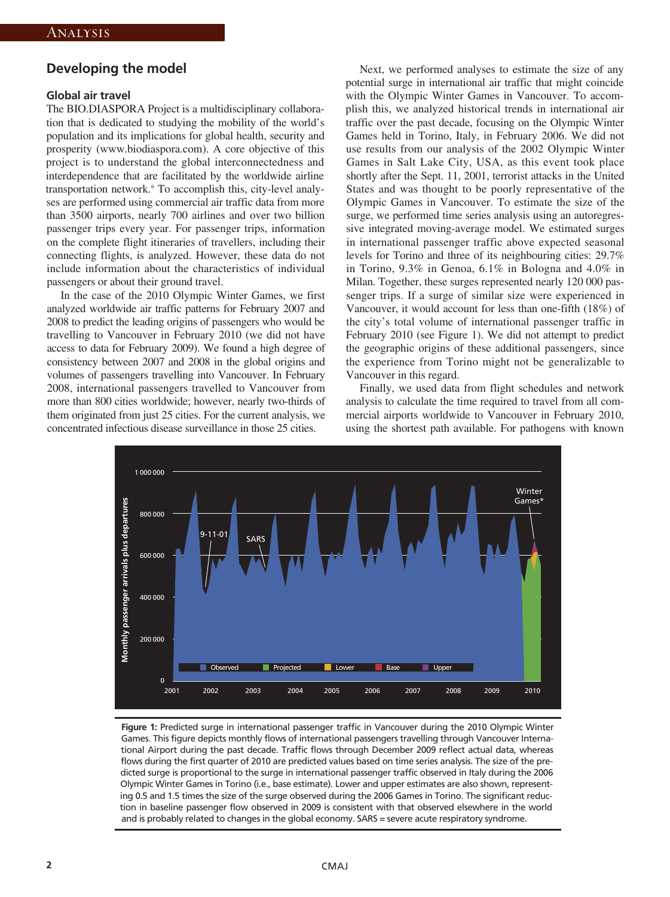## Developing the model

### Global air travel

The BIO.DIASPORA Project is a multidisciplinary collaboration that is dedicated to studying the mobility of the world's population and its implications for global health, security and prosperity (www.biodiaspora.com). A core objective of this project is to understand the global interconnectedness and interdependence that are facilitated by the worldwide airline transportation network.[6] To accomplish this, city-level analyses are performed using commercial air traffic data from more than 3500 airports, nearly 700 airlines and over two billion passenger trips every year. For passenger trips, information on the complete flight itineraries of travellers, including their connecting flights, is analyzed. However, these data do not include information about the characteristics of individual passengers or about their ground travel.

In the case of the 2010 Olympic Winter Games, we first analyzed worldwide air traffic patterns for February 2007 and 2008 to predict the leading origins of passengers who would be travelling to Vancouver in February 2010 (we did not have access to data for February 2009). We found a high degree of consistency between 2007 and 2008 in the global origins and volumes of passengers travelling into Vancouver. In February 2008, international passengers travelled to Vancouver from more than 800 cities worldwide; however, nearly two-thirds of them originated from just 25 cities. For the current analysis, we concentrated infectious disease surveillance in those 25 cities.

Next, we performed analyses to estimate the size of any potential surge in international air traffic that might coincide with the Olympic Winter Games in Vancouver. To accomplish this, we analyzed historical trends in international air traffic over the past decade, focusing on the Olympic Winter Games held in Torino, Italy, in February 2006. We did not use results from our analysis of the 2002 Olympic Winter Games in Salt Lake City, USA, as this event took place shortly after the Sept. 11, 2001, terrorist attacks in the United States and was thought to be poorly representative of the Olympic Games in Vancouver. To estimate the size of the surge, we performed time series analysis using an autoregressive integrated moving-average model. We estimated surges in international passenger traffic above expected seasonal levels for Torino and three of its neighbouring cities: 29.7% in Torino, 9.3% in Genoa, 6.1% in Bologna and 4.0% in Milan. Together, these surges represented nearly 120 000 passenger trips. If a surge of similar size were experienced in Vancouver, it would account for less than one-fifth (18%) of the city's total volume of international passenger traffic in February 2010 (see Figure 1). We did not attempt to predict the geographic origins of these additional passengers, since the experience from Torino might not be generalizable to Vancouver in this regard.

Finally, we used data from flight schedules and network analysis to calculate the time required to travel from all commercial airports worldwide to Vancouver in February 2010, using the shortest path available. For pathogens with known

Monthly passenger arrivals plus departures
1 000 000
800 000
600 000
400 000
200 000
0
2001 2002 2003 2004 2005 2006 2007 2008 2009 2010
9-11-01
SARS
Winter Games*
Observed Projected Lower Base Upper

**Figure 1:** Predicted surge in international passenger traffic in Vancouver during the 2010 Olympic Winter Games. This figure depicts monthly flows of international passengers travelling through Vancouver International Airport during the past decade. Traffic flows through December 2009 reflect actual data, whereas flows during the first quarter of 2010 are predicted values based on time series analysis. The size of the predicted surge is proportional to the surge in international passenger traffic observed in Italy during the 2006 Olympic Winter Games in Torino (i.e., base estimate). Lower and upper estimates are also shown, representing 0.5 and 1.5 times the size of the surge observed during the 2006 Games in Torino. The significant reduction in baseline passenger flow observed in 2009 is consistent with that observed elsewhere in the world and is probably related to changes in the global economy. SARS = severe acute respiratory syndrome.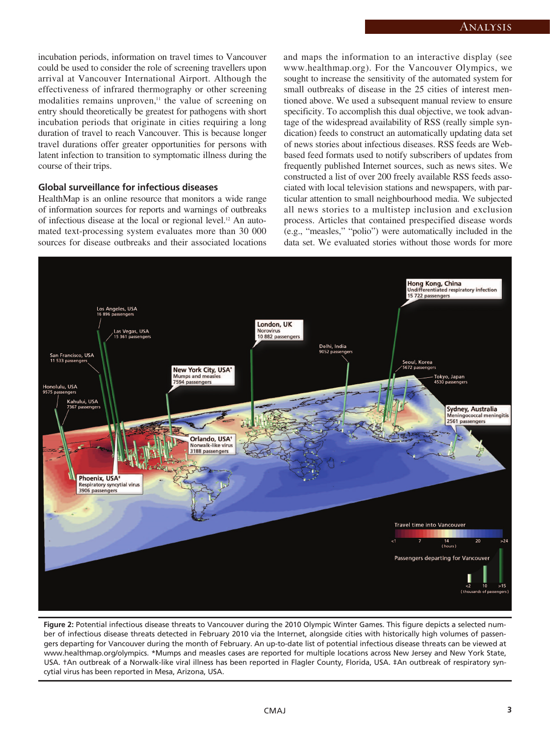incubation periods, information on travel times to Vancouver could be used to consider the role of screening travellers upon arrival at Vancouver International Airport. Although the effectiveness of infrared thermography or other screening modalities remains unproven,[11] the value of screening on entry should theoretically be greatest for pathogens with short incubation periods that originate in cities requiring a long duration of travel to reach Vancouver. This is because longer travel durations offer greater opportunities for persons with latent infection to transition to symptomatic illness during the course of their trips.

### Global surveillance for infectious diseases

HealthMap is an online resource that monitors a wide range of information sources for reports and warnings of outbreaks of infectious disease at the local or regional level.[12] An automated text-processing system evaluates more than 30 000 sources for disease outbreaks and their associated locations and maps the information to an interactive display (see www.healthmap.org). For the Vancouver Olympics, we sought to increase the sensitivity of the automated system for small outbreaks of disease in the 25 cities of interest mentioned above. We used a subsequent manual review to ensure specificity. To accomplish this dual objective, we took advantage of the widespread availability of RSS (really simple syndication) feeds to construct an automatically updating data set of news stories about infectious diseases. RSS feeds are Web-based feed formats used to notify subscribers of updates from frequently published Internet sources, such as news sites. We constructed a list of over 200 freely available RSS feeds associated with local television stations and newspapers, with particular attention to small neighbourhood media. We subjected all news stories to a multistep inclusion and exclusion process. Articles that contained prespecified disease words (e.g., "measles," "polio") were automatically included in the data set. We evaluated stories without those words for more

Los Angeles, USA
16 896 passengers

Las Vegas, USA
15 361 passengers

San Francisco, USA
11 533 passengers

Honolulu, USA
9575 passengers

Kahului, USA
7367 passengers

New York City, USA*
Mumps and measles
7594 passengers

Orlando, USA†
Norwalk-like virus
3188 passengers

Phoenix, USA‡
Respiratory syncytial virus
3906 passengers

London, UK
Norovirus
10 882 passengers

Delhi, India
9052 passengers

Hong Kong, China
Undifferentiated respiratory infection
15 722 passengers

Seoul, Korea
5672 passengers

Tokyo, Japan
4530 passengers

Sydney, Australia
Meningococcal meningitis
2561 passengers

Travel time into Vancouver
<1 7 14 20 >24
(hours)

Passengers departing for Vancouver
<2 10 >15
(thousands of passengers)

**Figure 2:** Potential infectious disease threats to Vancouver during the 2010 Olympic Winter Games. This figure depicts a selected number of infectious disease threats detected in February 2010 via the Internet, alongside cities with historically high volumes of passengers departing for Vancouver during the month of February. An up-to-date list of potential infectious disease threats can be viewed at www.healthmap.org/olympics. *Mumps and measles cases are reported for multiple locations across New Jersey and New York State, USA. †An outbreak of a Norwalk-like viral illness has been reported in Flagler County, Florida, USA. ‡An outbreak of respiratory syncytial virus has been reported in Mesa, Arizona, USA.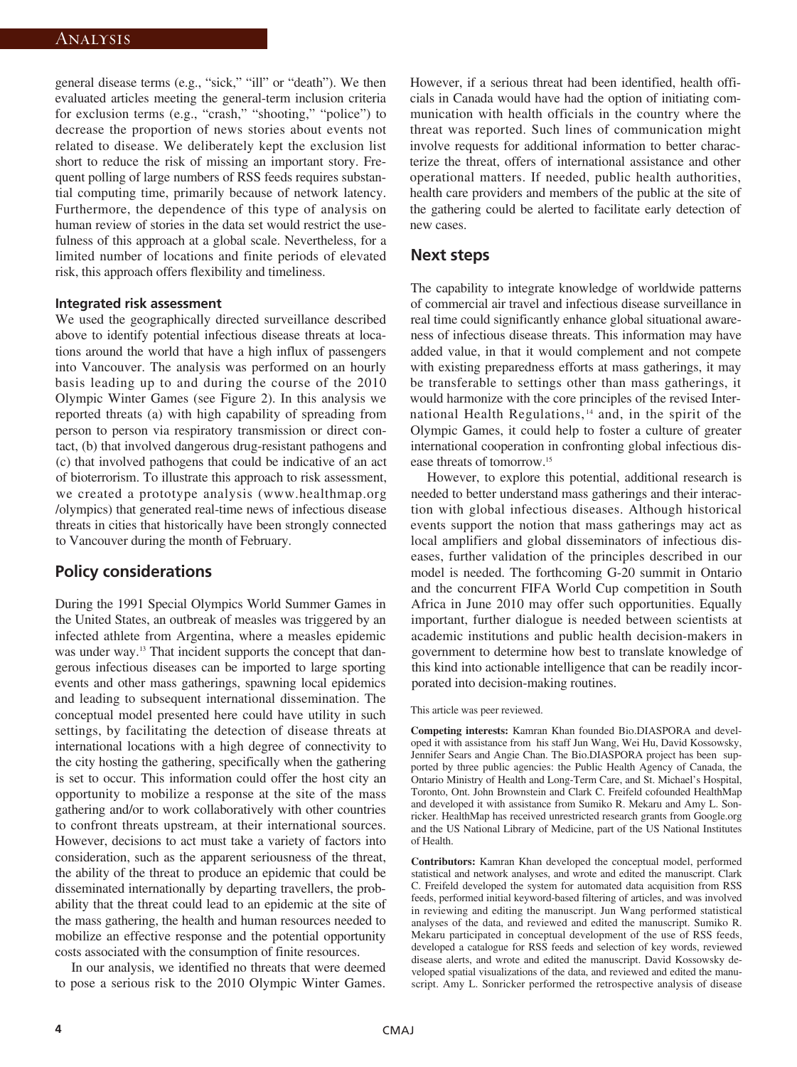general disease terms (e.g., "sick," "ill" or "death"). We then evaluated articles meeting the general-term inclusion criteria for exclusion terms (e.g., "crash," "shooting," "police") to decrease the proportion of news stories about events not related to disease. We deliberately kept the exclusion list short to reduce the risk of missing an important story. Frequent polling of large numbers of RSS feeds requires substantial computing time, primarily because of network latency. Furthermore, the dependence of this type of analysis on human review of stories in the data set would restrict the usefulness of this approach at a global scale. Nevertheless, for a limited number of locations and finite periods of elevated risk, this approach offers flexibility and timeliness.

### Integrated risk assessment

We used the geographically directed surveillance described above to identify potential infectious disease threats at locations around the world that have a high influx of passengers into Vancouver. The analysis was performed on an hourly basis leading up to and during the course of the 2010 Olympic Winter Games (see Figure 2). In this analysis we reported threats (a) with high capability of spreading from person to person via respiratory transmission or direct contact, (b) that involved dangerous drug-resistant pathogens and (c) that involved pathogens that could be indicative of an act of bioterrorism. To illustrate this approach to risk assessment, we created a prototype analysis (www.healthmap.org/olympics) that generated real-time news of infectious disease threats in cities that historically have been strongly connected to Vancouver during the month of February.

## Policy considerations

During the 1991 Special Olympics World Summer Games in the United States, an outbreak of measles was triggered by an infected athlete from Argentina, where a measles epidemic was under way.[13] That incident supports the concept that dangerous infectious diseases can be imported to large sporting events and other mass gatherings, spawning local epidemics and leading to subsequent international dissemination. The conceptual model presented here could have utility in such settings, by facilitating the detection of disease threats at international locations with a high degree of connectivity to the city hosting the gathering, specifically when the gathering is set to occur. This information could offer the host city an opportunity to mobilize a response at the site of the mass gathering and/or to work collaboratively with other countries to confront threats upstream, at their international sources. However, decisions to act must take a variety of factors into consideration, such as the apparent seriousness of the threat, the ability of the threat to produce an epidemic that could be disseminated internationally by departing travellers, the probability that the threat could lead to an epidemic at the site of the mass gathering, the health and human resources needed to mobilize an effective response and the potential opportunity costs associated with the consumption of finite resources.

In our analysis, we identified no threats that were deemed to pose a serious risk to the 2010 Olympic Winter Games. However, if a serious threat had been identified, health officials in Canada would have had the option of initiating communication with health officials in the country where the threat was reported. Such lines of communication might involve requests for additional information to better characterize the threat, offers of international assistance and other operational matters. If needed, public health authorities, health care providers and members of the public at the site of the gathering could be alerted to facilitate early detection of new cases.

## Next steps

The capability to integrate knowledge of worldwide patterns of commercial air travel and infectious disease surveillance in real time could significantly enhance global situational awareness of infectious disease threats. This information may have added value, in that it would complement and not compete with existing preparedness efforts at mass gatherings, it may be transferable to settings other than mass gatherings, it would harmonize with the core principles of the revised International Health Regulations,[14] and, in the spirit of the Olympic Games, it could help to foster a culture of greater international cooperation in confronting global infectious disease threats of tomorrow.[15]

However, to explore this potential, additional research is needed to better understand mass gatherings and their interaction with global infectious diseases. Although historical events support the notion that mass gatherings may act as local amplifiers and global disseminators of infectious diseases, further validation of the principles described in our model is needed. The forthcoming G-20 summit in Ontario and the concurrent FIFA World Cup competition in South Africa in June 2010 may offer such opportunities. Equally important, further dialogue is needed between scientists at academic institutions and public health decision-makers in government to determine how best to translate knowledge of this kind into actionable intelligence that can be readily incorporated into decision-making routines.

This article was peer reviewed.

**Competing interests:** Kamran Khan founded Bio.DIASPORA and developed it with assistance from his staff Jun Wang, Wei Hu, David Kossowsky, Jennifer Sears and Angie Chan. The Bio.DIASPORA project has been supported by three public agencies: the Public Health Agency of Canada, the Ontario Ministry of Health and Long-Term Care, and St. Michael's Hospital, Toronto, Ont. John Brownstein and Clark C. Freifeld cofounded HealthMap and developed it with assistance from Sumiko R. Mekaru and Amy L. Sonricker. HealthMap has received unrestricted research grants from Google.org and the US National Library of Medicine, part of the US National Institutes of Health.

**Contributors:** Kamran Khan developed the conceptual model, performed statistical and network analyses, and wrote and edited the manuscript. Clark C. Freifeld developed the system for automated data acquisition from RSS feeds, performed initial keyword-based filtering of articles, and was involved in reviewing and editing the manuscript. Jun Wang performed statistical analyses of the data, and reviewed and edited the manuscript. Sumiko R. Mekaru participated in conceptual development of the use of RSS feeds, developed a catalogue for RSS feeds and selection of key words, reviewed disease alerts, and wrote and edited the manuscript. David Kossowsky developed spatial visualizations of the data, and reviewed and edited the manuscript. Amy L. Sonricker performed the retrospective analysis of disease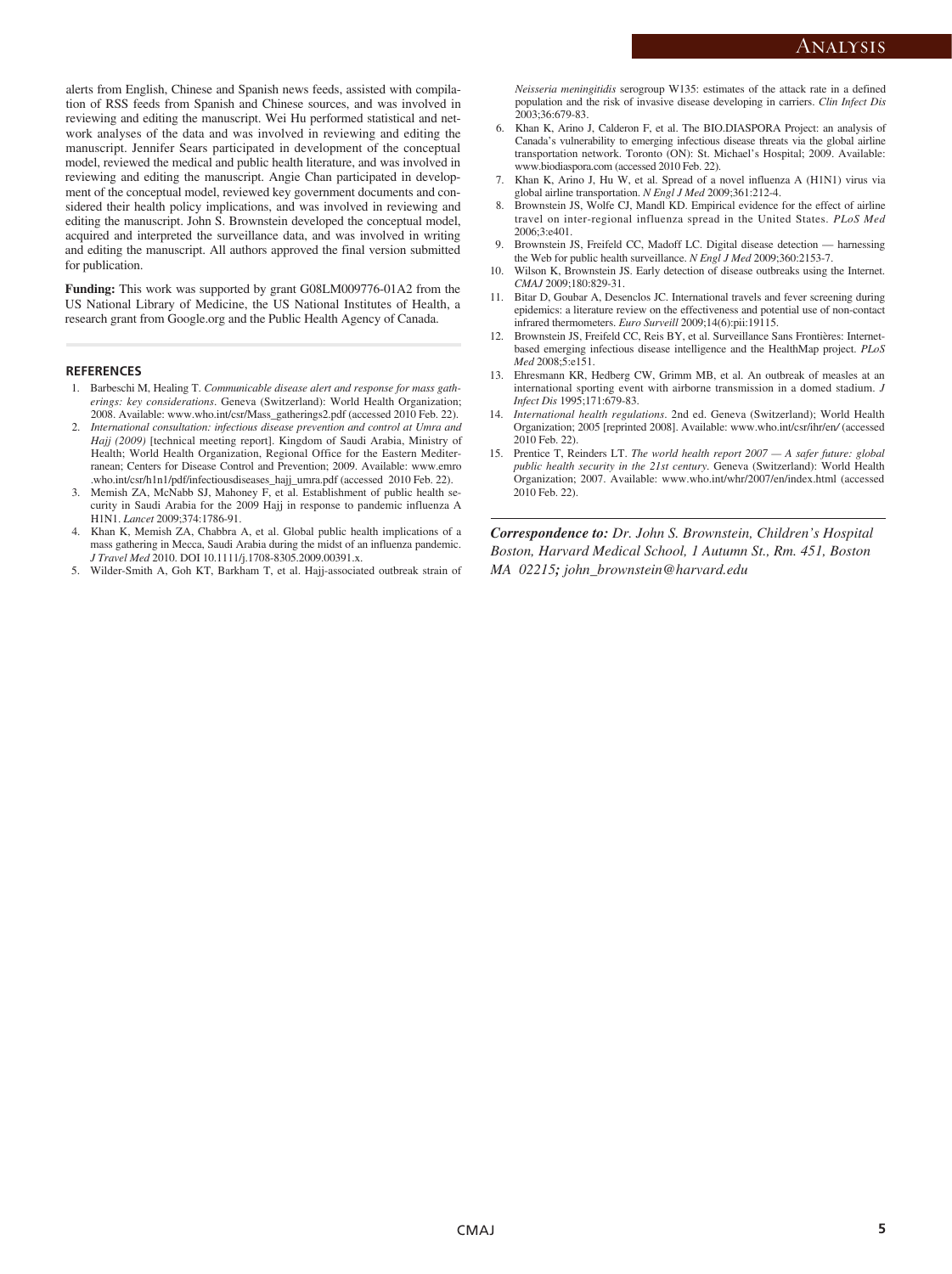alerts from English, Chinese and Spanish news feeds, assisted with compilation of RSS feeds from Spanish and Chinese sources, and was involved in reviewing and editing the manuscript. Wei Hu performed statistical and network analyses of the data and was involved in reviewing and editing the manuscript. Jennifer Sears participated in development of the conceptual model, reviewed the medical and public health literature, and was involved in reviewing and editing the manuscript. Angie Chan participated in development of the conceptual model, reviewed key government documents and considered their health policy implications, and was involved in reviewing and editing the manuscript. John S. Brownstein developed the conceptual model, acquired and interpreted the surveillance data, and was involved in writing and editing the manuscript. All authors approved the final version submitted for publication.

**Funding:** This work was supported by grant G08LM009776-01A2 from the US National Library of Medicine, the US National Institutes of Health, a research grant from Google.org and the Public Health Agency of Canada.

## REFERENCES

1. Barbeschi M, Healing T. *Communicable disease alert and response for mass gatherings: key considerations*. Geneva (Switzerland): World Health Organization; 2008. Available: www.who.int/csr/Mass_gatherings2.pdf (accessed 2010 Feb. 22).
2. *International consultation: infectious disease prevention and control at Umra and Hajj (2009)* [technical meeting report]. Kingdom of Saudi Arabia, Ministry of Health; World Health Organization, Regional Office for the Eastern Mediterranean; Centers for Disease Control and Prevention; 2009. Available: www.emro.who.int/csr/h1n1/pdf/infectiousdiseases_hajj_umra.pdf (accessed 2010 Feb. 22).
3. Memish ZA, McNabb SJ, Mahoney F, et al. Establishment of public health security in Saudi Arabia for the 2009 Hajj in response to pandemic influenza A H1N1. *Lancet* 2009;374:1786-91.
4. Khan K, Memish ZA, Chabbra A, et al. Global public health implications of a mass gathering in Mecca, Saudi Arabia during the midst of an influenza pandemic. *J Travel Med* 2010. DOI 10.1111/j.1708-8305.2009.00391.x.
5. Wilder-Smith A, Goh KT, Barkham T, et al. Hajj-associated outbreak strain of *Neisseria meningitidis* serogroup W135: estimates of the attack rate in a defined population and the risk of invasive disease developing in carriers. *Clin Infect Dis* 2003;36:679-83.
6. Khan K, Arino J, Calderon F, et al. The BIO.DIASPORA Project: an analysis of Canada's vulnerability to emerging infectious disease threats via the global airline transportation network. Toronto (ON): St. Michael's Hospital; 2009. Available: www.biodiaspora.com (accessed 2010 Feb. 22).
7. Khan K, Arino J, Hu W, et al. Spread of a novel influenza A (H1N1) virus via global airline transportation. *N Engl J Med* 2009;361:212-4.
8. Brownstein JS, Wolfe CJ, Mandl KD. Empirical evidence for the effect of airline travel on inter-regional influenza spread in the United States. *PLoS Med* 2006;3:e401.
9. Brownstein JS, Freifeld CC, Madoff LC. Digital disease detection — harnessing the Web for public health surveillance. *N Engl J Med* 2009;360:2153-7.
10. Wilson K, Brownstein JS. Early detection of disease outbreaks using the Internet. *CMAJ* 2009;180:829-31.
11. Bitar D, Goubar A, Desenclos JC. International travels and fever screening during epidemics: a literature review on the effectiveness and potential use of non-contact infrared thermometers. *Euro Surveill* 2009;14(6):pii:19115.
12. Brownstein JS, Freifeld CC, Reis BY, et al. Surveillance Sans Frontières: Internet-based emerging infectious disease intelligence and the HealthMap project. *PLoS Med* 2008;5:e151.
13. Ehresmann KR, Hedberg CW, Grimm MB, et al. An outbreak of measles at an international sporting event with airborne transmission in a domed stadium. *J Infect Dis* 1995;171:679-83.
14. *International health regulations*. 2nd ed. Geneva (Switzerland); World Health Organization; 2005 [reprinted 2008]. Available: www.who.int/csr/ihr/en/ (accessed 2010 Feb. 22).
15. Prentice T, Reinders LT. *The world health report 2007 — A safer future: global public health security in the 21st century*. Geneva (Switzerland): World Health Organization; 2007. Available: www.who.int/whr/2007/en/index.html (accessed 2010 Feb. 22).

***Correspondence to:*** *Dr. John S. Brownstein, Children's Hospital Boston, Harvard Medical School, 1 Autumn St., Rm. 451, Boston MA 02215;* *john_brownstein@harvard.edu*